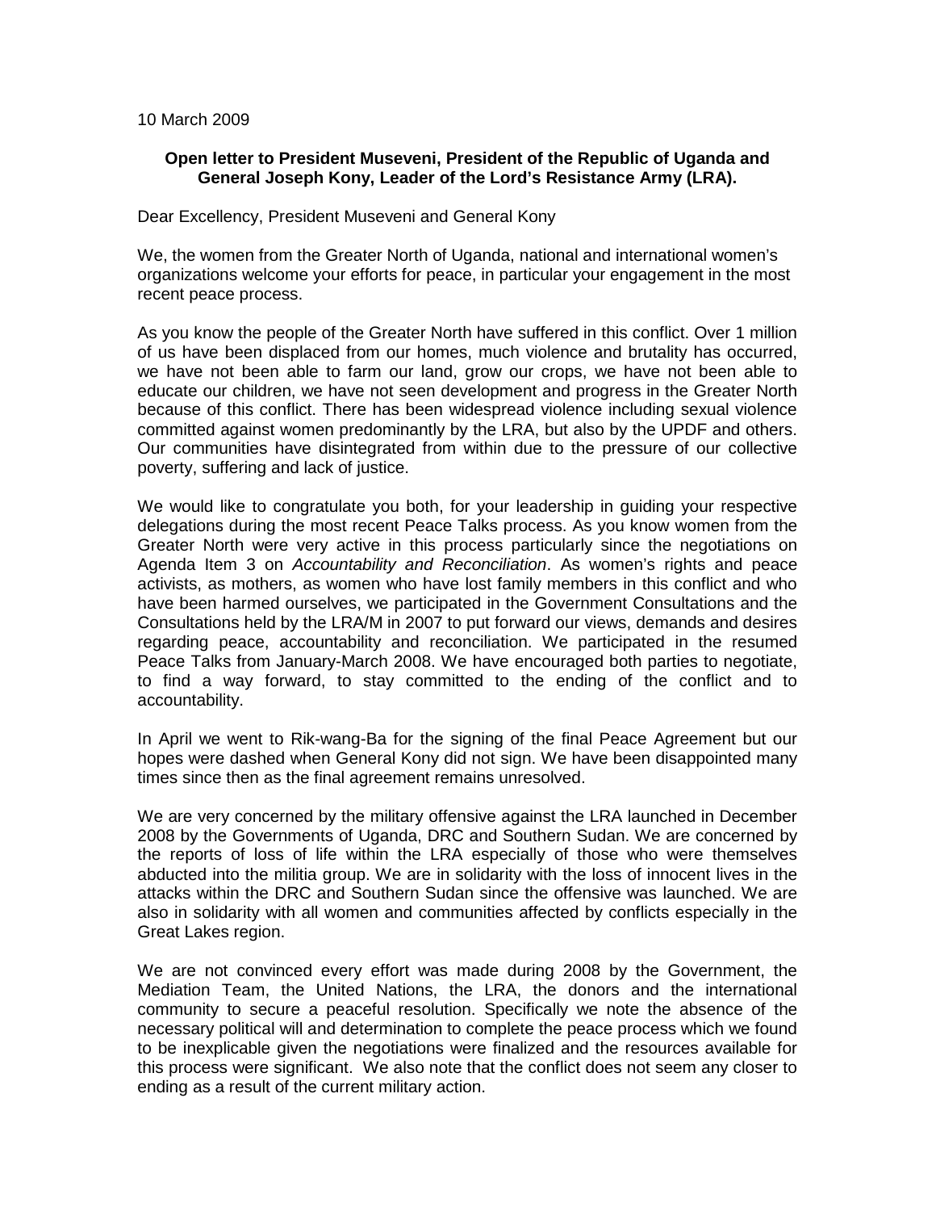10 March 2009

**Open letter to President Museveni, President of the Republic of Uganda and General Joseph Kony, Leader of the Lord's Resistance Army (LRA).**

Dear Excellency, President Museveni and General Kony

We, the women from the Greater North of Uganda, national and international women's organizations welcome your efforts for peace, in particular your engagement in the most recent peace process.

As you know the people of the Greater North have suffered in this conflict. Over 1 million of us have been displaced from our homes, much violence and brutality has occurred, we have not been able to farm our land, grow our crops, we have not been able to educate our children, we have not seen development and progress in the Greater North because of this conflict. There has been widespread violence including sexual violence committed against women predominantly by the LRA, but also by the UPDF and others. Our communities have disintegrated from within due to the pressure of our collective poverty, suffering and lack of justice.

We would like to congratulate you both, for your leadership in guiding your respective delegations during the most recent Peace Talks process. As you know women from the Greater North were very active in this process particularly since the negotiations on Agenda Item 3 on *Accountability and Reconciliation*. As women's rights and peace activists, as mothers, as women who have lost family members in this conflict and who have been harmed ourselves, we participated in the Government Consultations and the Consultations held by the LRA/M in 2007 to put forward our views, demands and desires regarding peace, accountability and reconciliation. We participated in the resumed Peace Talks from January-March 2008. We have encouraged both parties to negotiate, to find a way forward, to stay committed to the ending of the conflict and to accountability.

In April we went to Rik-wang-Ba for the signing of the final Peace Agreement but our hopes were dashed when General Kony did not sign. We have been disappointed many times since then as the final agreement remains unresolved.

We are very concerned by the military offensive against the LRA launched in December 2008 by the Governments of Uganda, DRC and Southern Sudan. We are concerned by the reports of loss of life within the LRA especially of those who were themselves abducted into the militia group. We are in solidarity with the loss of innocent lives in the attacks within the DRC and Southern Sudan since the offensive was launched. We are also in solidarity with all women and communities affected by conflicts especially in the Great Lakes region.

We are not convinced every effort was made during 2008 by the Government, the Mediation Team, the United Nations, the LRA, the donors and the international community to secure a peaceful resolution. Specifically we note the absence of the necessary political will and determination to complete the peace process which we found to be inexplicable given the negotiations were finalized and the resources available for this process were significant. We also note that the conflict does not seem any closer to ending as a result of the current military action.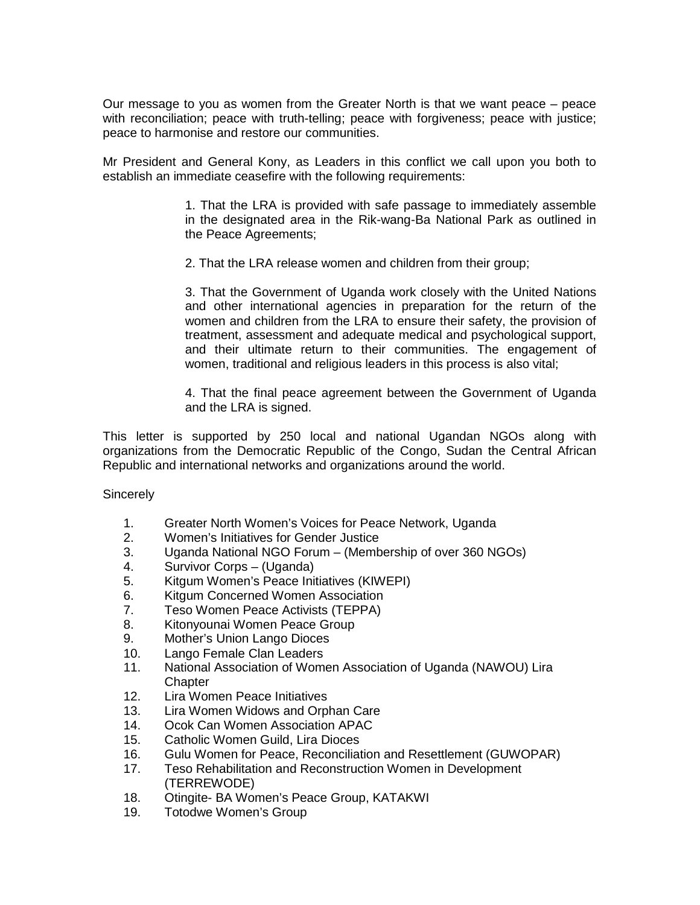Our message to you as women from the Greater North is that we want peace – peace with reconciliation; peace with truth-telling; peace with forgiveness; peace with justice; peace to harmonise and restore our communities.

Mr President and General Kony, as Leaders in this conflict we call upon you both to establish an immediate ceasefire with the following requirements:

> 1. That the LRA is provided with safe passage to immediately assemble in the designated area in the Rik-wang-Ba National Park as outlined in the Peace Agreements;
>
> 2. That the LRA release women and children from their group;
>
> 3. That the Government of Uganda work closely with the United Nations and other international agencies in preparation for the return of the women and children from the LRA to ensure their safety, the provision of treatment, assessment and adequate medical and psychological support, and their ultimate return to their communities. The engagement of women, traditional and religious leaders in this process is also vital;
>
> 4. That the final peace agreement between the Government of Uganda and the LRA is signed.

This letter is supported by 250 local and national Ugandan NGOs along with organizations from the Democratic Republic of the Congo, Sudan the Central African Republic and international networks and organizations around the world.

Sincerely

1. Greater North Women's Voices for Peace Network, Uganda
2. Women's Initiatives for Gender Justice
3. Uganda National NGO Forum – (Membership of over 360 NGOs)
4. Survivor Corps – (Uganda)
5. Kitgum Women's Peace Initiatives (KIWEPI)
6. Kitgum Concerned Women Association
7. Teso Women Peace Activists (TEPPA)
8. Kitonyounai Women Peace Group
9. Mother's Union Lango Dioces
10. Lango Female Clan Leaders
11. National Association of Women Association of Uganda (NAWOU) Lira Chapter
12. Lira Women Peace Initiatives
13. Lira Women Widows and Orphan Care
14. Ocok Can Women Association APAC
15. Catholic Women Guild, Lira Dioces
16. Gulu Women for Peace, Reconciliation and Resettlement (GUWOPAR)
17. Teso Rehabilitation and Reconstruction Women in Development (TERREWODE)
18. Otingite- BA Women's Peace Group, KATAKWI
19. Totodwe Women's Group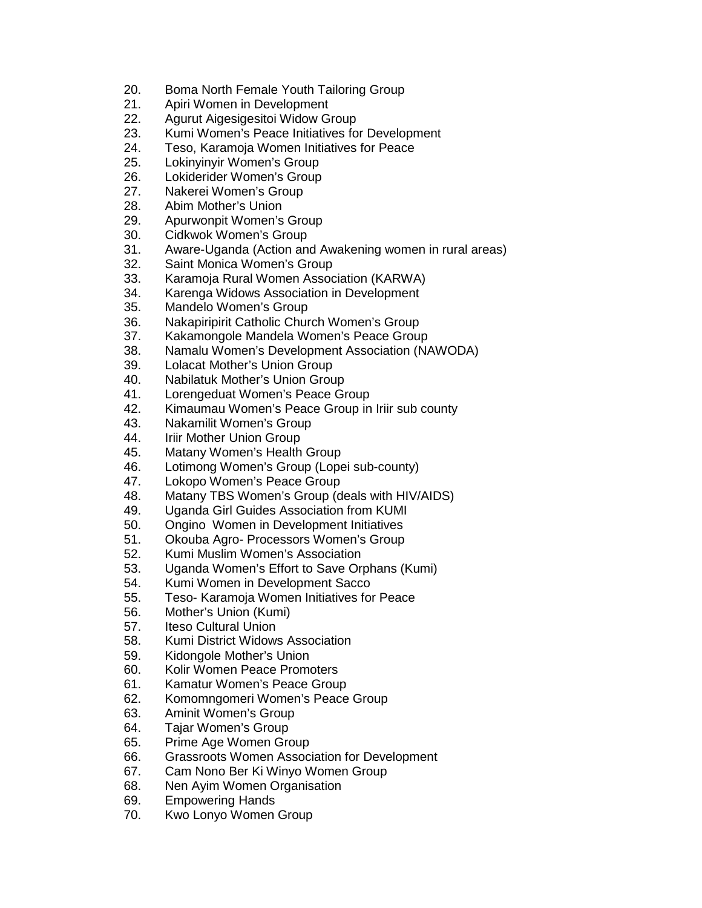20. Boma North Female Youth Tailoring Group
21. Apiri Women in Development
22. Agurut Aigesigesitoi Widow Group
23. Kumi Women's Peace Initiatives for Development
24. Teso, Karamoja Women Initiatives for Peace
25. Lokinyinyir Women's Group
26. Lokiderider Women's Group
27. Nakerei Women's Group
28. Abim Mother's Union
29. Apurwonpit Women's Group
30. Cidkwok Women's Group
31. Aware-Uganda (Action and Awakening women in rural areas)
32. Saint Monica Women's Group
33. Karamoja Rural Women Association (KARWA)
34. Karenga Widows Association in Development
35. Mandelo Women's Group
36. Nakapiripirit Catholic Church Women's Group
37. Kakamongole Mandela Women's Peace Group
38. Namalu Women's Development Association (NAWODA)
39. Lolacat Mother's Union Group
40. Nabilatuk Mother's Union Group
41. Lorengeduat Women's Peace Group
42. Kimaumau Women's Peace Group in Iriir sub county
43. Nakamilit Women's Group
44. Iriir Mother Union Group
45. Matany Women's Health Group
46. Lotimong Women's Group (Lopei sub-county)
47. Lokopo Women's Peace Group
48. Matany TBS Women's Group (deals with HIV/AIDS)
49. Uganda Girl Guides Association from KUMI
50. Ongino Women in Development Initiatives
51. Okouba Agro- Processors Women's Group
52. Kumi Muslim Women's Association
53. Uganda Women's Effort to Save Orphans (Kumi)
54. Kumi Women in Development Sacco
55. Teso- Karamoja Women Initiatives for Peace
56. Mother's Union (Kumi)
57. Iteso Cultural Union
58. Kumi District Widows Association
59. Kidongole Mother's Union
60. Kolir Women Peace Promoters
61. Kamatur Women's Peace Group
62. Komomngomeri Women's Peace Group
63. Aminit Women's Group
64. Tajar Women's Group
65. Prime Age Women Group
66. Grassroots Women Association for Development
67. Cam Nono Ber Ki Winyo Women Group
68. Nen Ayim Women Organisation
69. Empowering Hands
70. Kwo Lonyo Women Group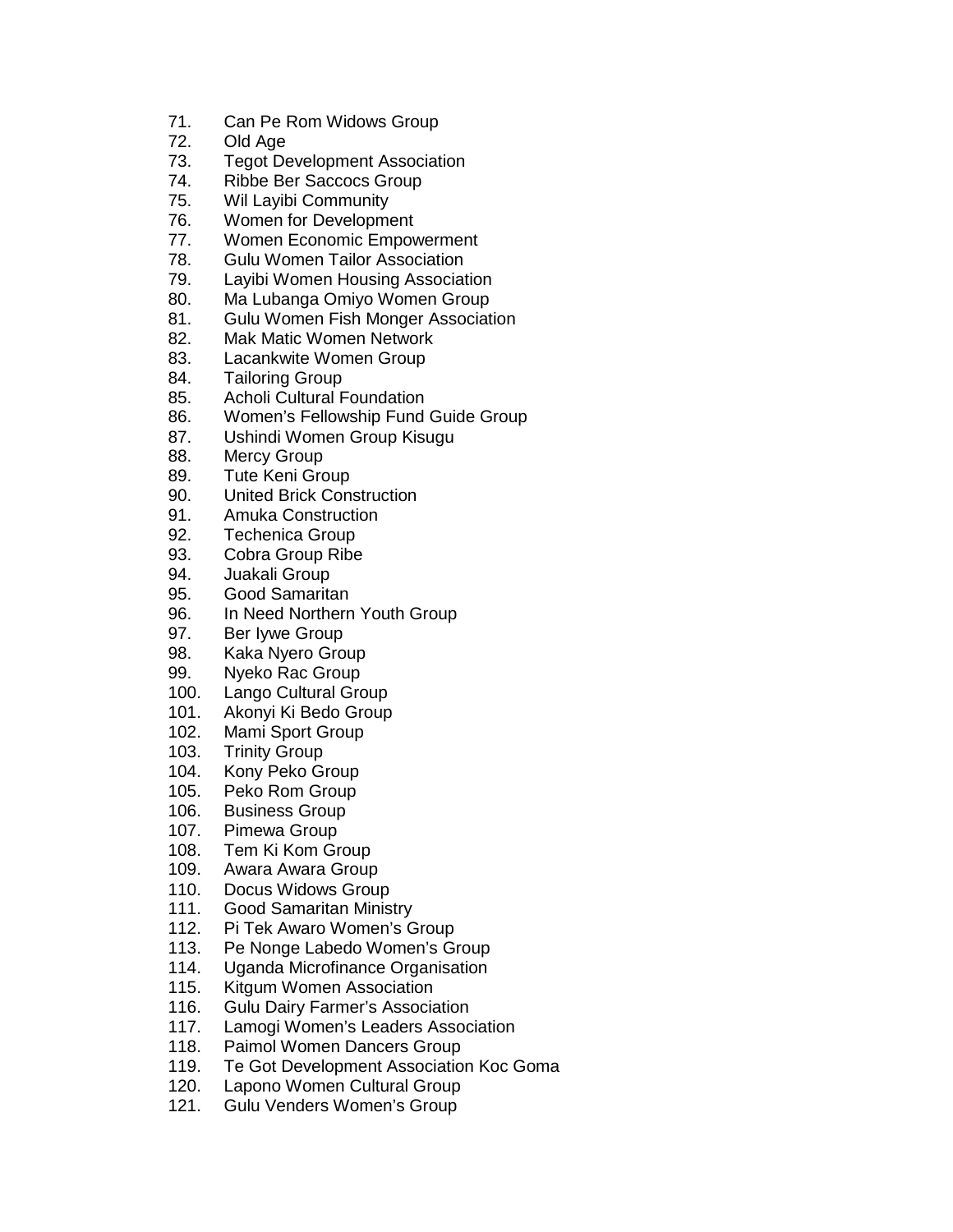71. Can Pe Rom Widows Group
72. Old Age
73. Tegot Development Association
74. Ribbe Ber Saccocs Group
75. Wil Layibi Community
76. Women for Development
77. Women Economic Empowerment
78. Gulu Women Tailor Association
79. Layibi Women Housing Association
80. Ma Lubanga Omiyo Women Group
81. Gulu Women Fish Monger Association
82. Mak Matic Women Network
83. Lacankwite Women Group
84. Tailoring Group
85. Acholi Cultural Foundation
86. Women's Fellowship Fund Guide Group
87. Ushindi Women Group Kisugu
88. Mercy Group
89. Tute Keni Group
90. United Brick Construction
91. Amuka Construction
92. Techenica Group
93. Cobra Group Ribe
94. Juakali Group
95. Good Samaritan
96. In Need Northern Youth Group
97. Ber Iywe Group
98. Kaka Nyero Group
99. Nyeko Rac Group
100. Lango Cultural Group
101. Akonyi Ki Bedo Group
102. Mami Sport Group
103. Trinity Group
104. Kony Peko Group
105. Peko Rom Group
106. Business Group
107. Pimewa Group
108. Tem Ki Kom Group
109. Awara Awara Group
110. Docus Widows Group
111. Good Samaritan Ministry
112. Pi Tek Awaro Women's Group
113. Pe Nonge Labedo Women's Group
114. Uganda Microfinance Organisation
115. Kitgum Women Association
116. Gulu Dairy Farmer's Association
117. Lamogi Women's Leaders Association
118. Paimol Women Dancers Group
119. Te Got Development Association Koc Goma
120. Lapono Women Cultural Group
121. Gulu Venders Women's Group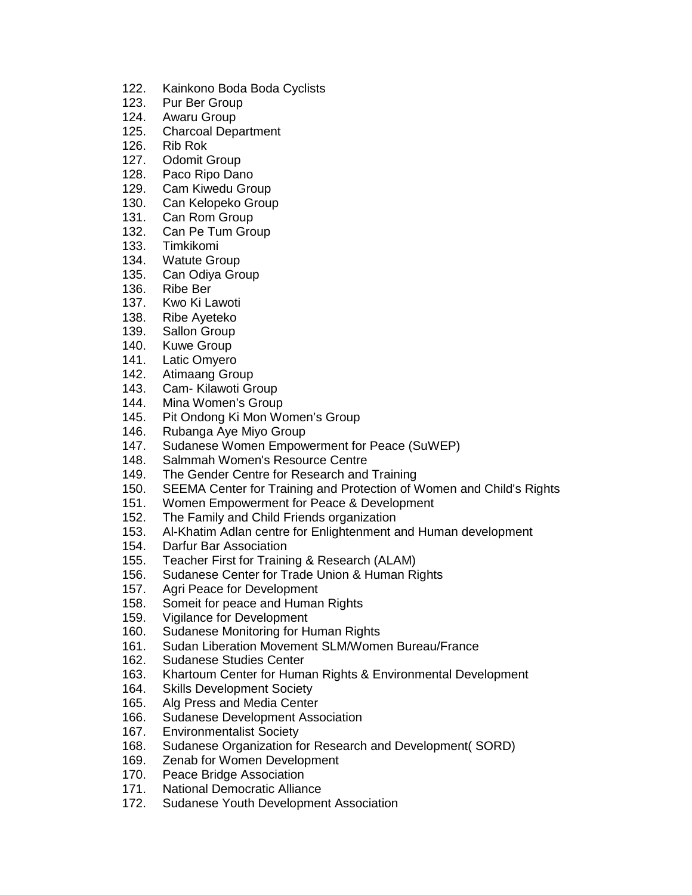122. Kainkono Boda Boda Cyclists
123. Pur Ber Group
124. Awaru Group
125. Charcoal Department
126. Rib Rok
127. Odomit Group
128. Paco Ripo Dano
129. Cam Kiwedu Group
130. Can Kelopeko Group
131. Can Rom Group
132. Can Pe Tum Group
133. Timkikomi
134. Watute Group
135. Can Odiya Group
136. Ribe Ber
137. Kwo Ki Lawoti
138. Ribe Ayeteko
139. Sallon Group
140. Kuwe Group
141. Latic Omyero
142. Atimaang Group
143. Cam- Kilawoti Group
144. Mina Women's Group
145. Pit Ondong Ki Mon Women's Group
146. Rubanga Aye Miyo Group
147. Sudanese Women Empowerment for Peace (SuWEP)
148. Salmmah Women's Resource Centre
149. The Gender Centre for Research and Training
150. SEEMA Center for Training and Protection of Women and Child's Rights
151. Women Empowerment for Peace & Development
152. The Family and Child Friends organization
153. Al-Khatim Adlan centre for Enlightenment and Human development
154. Darfur Bar Association
155. Teacher First for Training & Research (ALAM)
156. Sudanese Center for Trade Union & Human Rights
157. Agri Peace for Development
158. Someit for peace and Human Rights
159. Vigilance for Development
160. Sudanese Monitoring for Human Rights
161. Sudan Liberation Movement SLM/Women Bureau/France
162. Sudanese Studies Center
163. Khartoum Center for Human Rights & Environmental Development
164. Skills Development Society
165. Alg Press and Media Center
166. Sudanese Development Association
167. Environmentalist Society
168. Sudanese Organization for Research and Development( SORD)
169. Zenab for Women Development
170. Peace Bridge Association
171. National Democratic Alliance
172. Sudanese Youth Development Association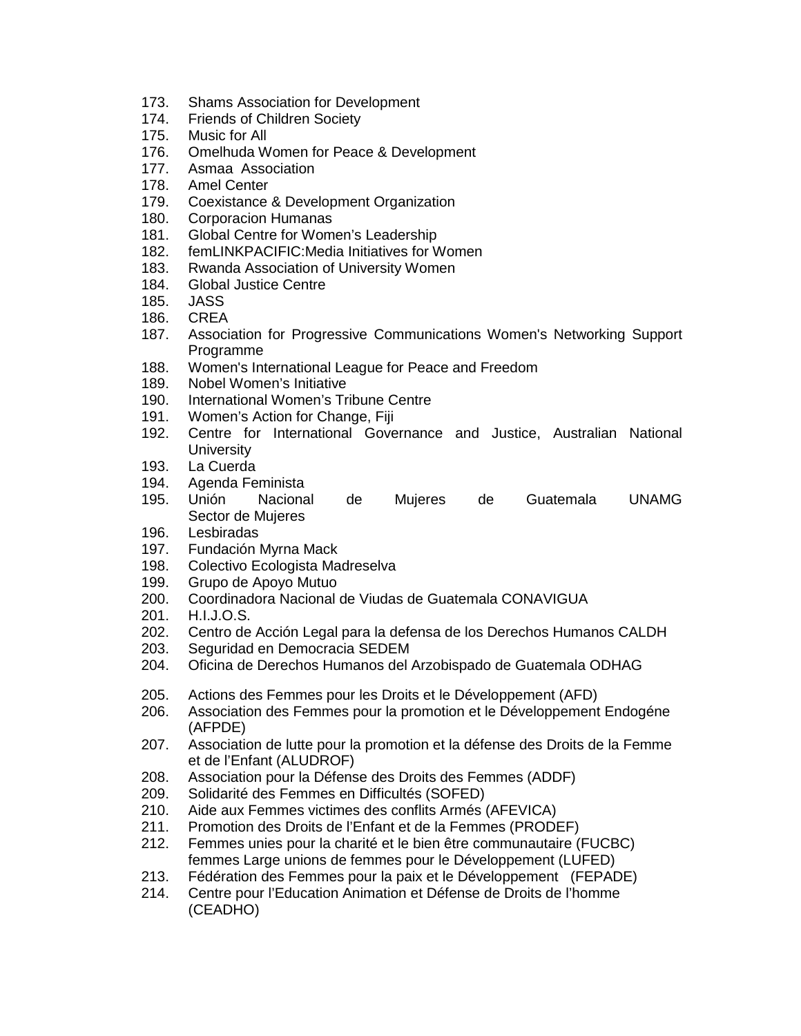173. Shams Association for Development
174. Friends of Children Society
175. Music for All
176. Omelhuda Women for Peace & Development
177. Asmaa Association
178. Amel Center
179. Coexistance & Development Organization
180. Corporacion Humanas
181. Global Centre for Women's Leadership
182. femLINKPACIFIC:Media Initiatives for Women
183. Rwanda Association of University Women
184. Global Justice Centre
185. JASS
186. CREA
187. Association for Progressive Communications Women's Networking Support Programme
188. Women's International League for Peace and Freedom
189. Nobel Women's Initiative
190. International Women's Tribune Centre
191. Women's Action for Change, Fiji
192. Centre for International Governance and Justice, Australian National University
193. La Cuerda
194. Agenda Feminista
195. Unión Nacional de Mujeres de Guatemala UNAMG Sector de Mujeres
196. Lesbiradas
197. Fundación Myrna Mack
198. Colectivo Ecologista Madreselva
199. Grupo de Apoyo Mutuo
200. Coordinadora Nacional de Viudas de Guatemala CONAVIGUA
201. H.I.J.O.S.
202. Centro de Acción Legal para la defensa de los Derechos Humanos CALDH
203. Seguridad en Democracia SEDEM
204. Oficina de Derechos Humanos del Arzobispado de Guatemala ODHAG
205. Actions des Femmes pour les Droits et le Développement (AFD)
206. Association des Femmes pour la promotion et le Développement Endogéne (AFPDE)
207. Association de lutte pour la promotion et la défense des Droits de la Femme et de l'Enfant (ALUDROF)
208. Association pour la Défense des Droits des Femmes (ADDF)
209. Solidarité des Femmes en Difficultés (SOFED)
210. Aide aux Femmes victimes des conflits Armés (AFEVICA)
211. Promotion des Droits de l'Enfant et de la Femmes (PRODEF)
212. Femmes unies pour la charité et le bien être communautaire (FUCBC) femmes Large unions de femmes pour le Développement (LUFED)
213. Fédération des Femmes pour la paix et le Développement (FEPADE)
214. Centre pour l'Education Animation et Défense de Droits de l'homme (CEADHO)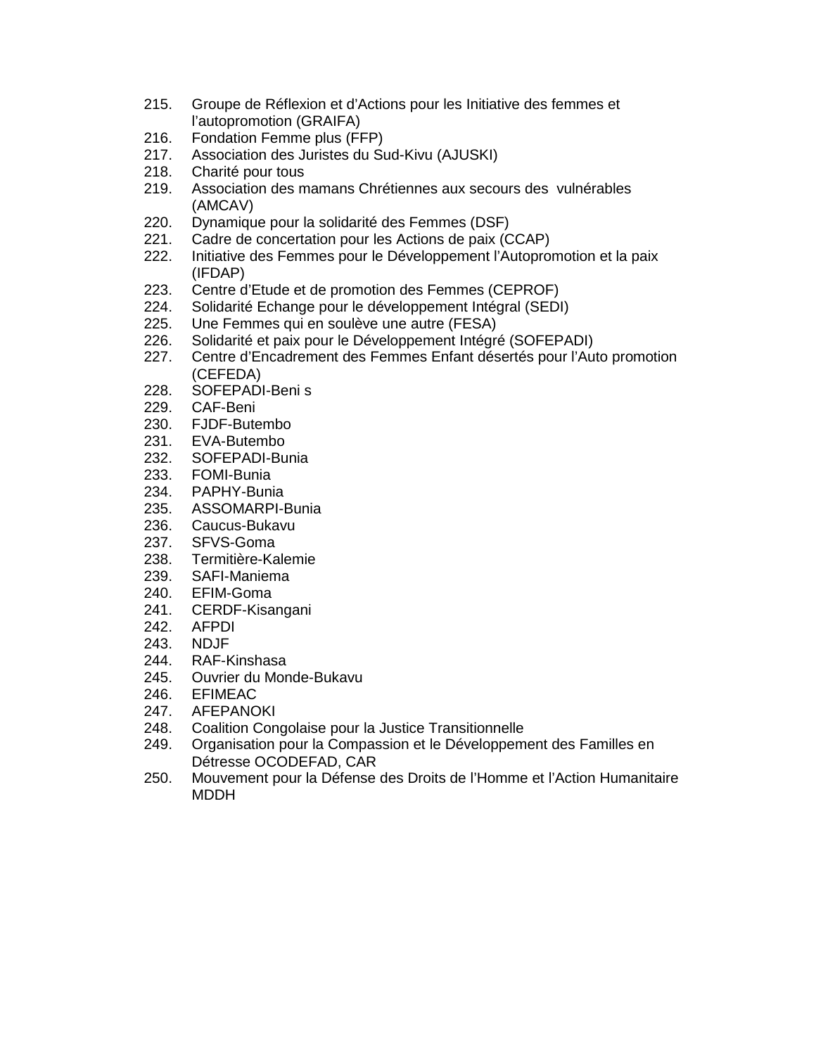215. Groupe de Réflexion et d'Actions pour les Initiative des femmes et l'autopromotion (GRAIFA)
216. Fondation Femme plus (FFP)
217. Association des Juristes du Sud-Kivu (AJUSKI)
218. Charité pour tous
219. Association des mamans Chrétiennes aux secours des vulnérables (AMCAV)
220. Dynamique pour la solidarité des Femmes (DSF)
221. Cadre de concertation pour les Actions de paix (CCAP)
222. Initiative des Femmes pour le Développement l'Autopromotion et la paix (IFDAP)
223. Centre d'Etude et de promotion des Femmes (CEPROF)
224. Solidarité Echange pour le développement Intégral (SEDI)
225. Une Femmes qui en soulève une autre (FESA)
226. Solidarité et paix pour le Développement Intégré (SOFEPADI)
227. Centre d'Encadrement des Femmes Enfant désertés pour l'Auto promotion (CEFEDA)
228. SOFEPADI-Beni s
229. CAF-Beni
230. FJDF-Butembo
231. EVA-Butembo
232. SOFEPADI-Bunia
233. FOMI-Bunia
234. PAPHY-Bunia
235. ASSOMARPI-Bunia
236. Caucus-Bukavu
237. SFVS-Goma
238. Termitière-Kalemie
239. SAFI-Maniema
240. EFIM-Goma
241. CERDF-Kisangani
242. AFPDI
243. NDJF
244. RAF-Kinshasa
245. Ouvrier du Monde-Bukavu
246. EFIMEAC
247. AFEPANOKI
248. Coalition Congolaise pour la Justice Transitionnelle
249. Organisation pour la Compassion et le Développement des Familles en Détresse OCODEFAD, CAR
250. Mouvement pour la Défense des Droits de l'Homme et l'Action Humanitaire MDDH